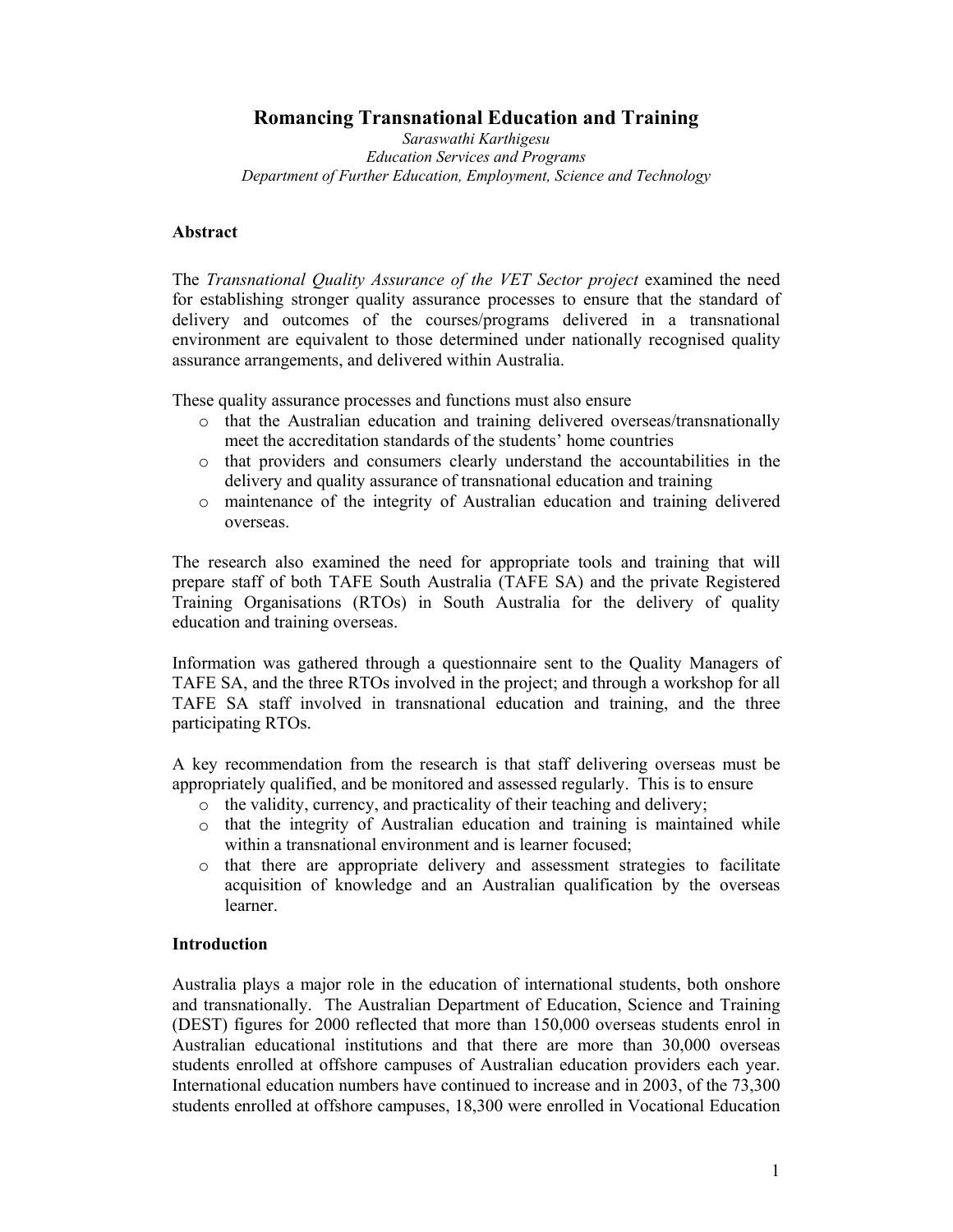# Romancing Transnational Education and Training

*Saraswathi Karthigesu*
*Education Services and Programs*
*Department of Further Education, Employment, Science and Technology*

## Abstract

The *Transnational Quality Assurance of the VET Sector project* examined the need for establishing stronger quality assurance processes to ensure that the standard of delivery and outcomes of the courses/programs delivered in a transnational environment are equivalent to those determined under nationally recognised quality assurance arrangements, and delivered within Australia.

These quality assurance processes and functions must also ensure

- that the Australian education and training delivered overseas/transnationally meet the accreditation standards of the students' home countries
- that providers and consumers clearly understand the accountabilities in the delivery and quality assurance of transnational education and training
- maintenance of the integrity of Australian education and training delivered overseas.

The research also examined the need for appropriate tools and training that will prepare staff of both TAFE South Australia (TAFE SA) and the private Registered Training Organisations (RTOs) in South Australia for the delivery of quality education and training overseas.

Information was gathered through a questionnaire sent to the Quality Managers of TAFE SA, and the three RTOs involved in the project; and through a workshop for all TAFE SA staff involved in transnational education and training, and the three participating RTOs.

A key recommendation from the research is that staff delivering overseas must be appropriately qualified, and be monitored and assessed regularly. This is to ensure

- the validity, currency, and practicality of their teaching and delivery;
- that the integrity of Australian education and training is maintained while within a transnational environment and is learner focused;
- that there are appropriate delivery and assessment strategies to facilitate acquisition of knowledge and an Australian qualification by the overseas learner.

## Introduction

Australia plays a major role in the education of international students, both onshore and transnationally. The Australian Department of Education, Science and Training (DEST) figures for 2000 reflected that more than 150,000 overseas students enrol in Australian educational institutions and that there are more than 30,000 overseas students enrolled at offshore campuses of Australian education providers each year. International education numbers have continued to increase and in 2003, of the 73,300 students enrolled at offshore campuses, 18,300 were enrolled in Vocational Education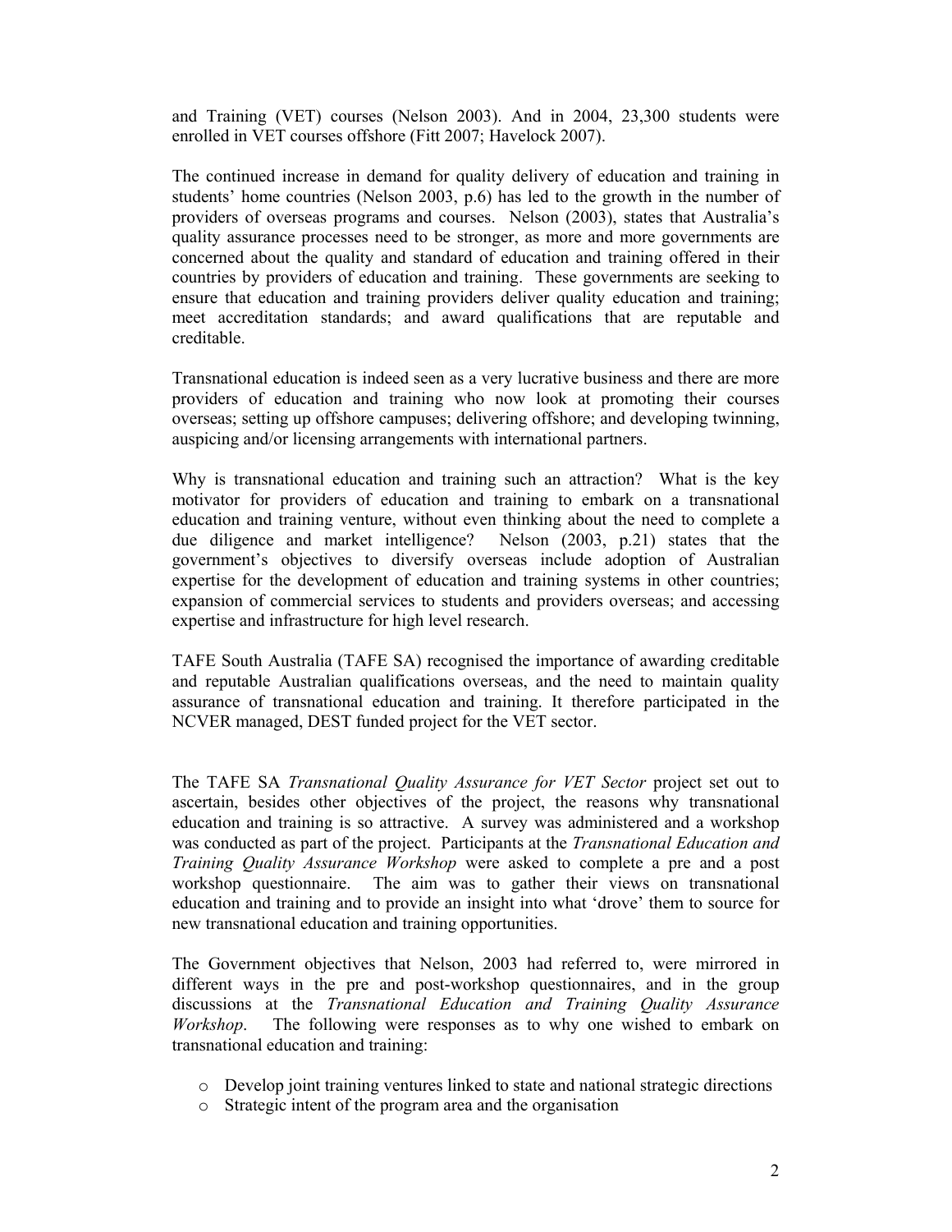and Training (VET) courses (Nelson 2003). And in 2004, 23,300 students were enrolled in VET courses offshore (Fitt 2007; Havelock 2007).

The continued increase in demand for quality delivery of education and training in students' home countries (Nelson 2003, p.6) has led to the growth in the number of providers of overseas programs and courses. Nelson (2003), states that Australia's quality assurance processes need to be stronger, as more and more governments are concerned about the quality and standard of education and training offered in their countries by providers of education and training. These governments are seeking to ensure that education and training providers deliver quality education and training; meet accreditation standards; and award qualifications that are reputable and creditable.

Transnational education is indeed seen as a very lucrative business and there are more providers of education and training who now look at promoting their courses overseas; setting up offshore campuses; delivering offshore; and developing twinning, auspicing and/or licensing arrangements with international partners.

Why is transnational education and training such an attraction? What is the key motivator for providers of education and training to embark on a transnational education and training venture, without even thinking about the need to complete a due diligence and market intelligence? Nelson (2003, p.21) states that the government's objectives to diversify overseas include adoption of Australian expertise for the development of education and training systems in other countries; expansion of commercial services to students and providers overseas; and accessing expertise and infrastructure for high level research.

TAFE South Australia (TAFE SA) recognised the importance of awarding creditable and reputable Australian qualifications overseas, and the need to maintain quality assurance of transnational education and training. It therefore participated in the NCVER managed, DEST funded project for the VET sector.

The TAFE SA *Transnational Quality Assurance for VET Sector* project set out to ascertain, besides other objectives of the project, the reasons why transnational education and training is so attractive. A survey was administered and a workshop was conducted as part of the project. Participants at the *Transnational Education and Training Quality Assurance Workshop* were asked to complete a pre and a post workshop questionnaire. The aim was to gather their views on transnational education and training and to provide an insight into what 'drove' them to source for new transnational education and training opportunities.

The Government objectives that Nelson, 2003 had referred to, were mirrored in different ways in the pre and post-workshop questionnaires, and in the group discussions at the *Transnational Education and Training Quality Assurance Workshop*. The following were responses as to why one wished to embark on transnational education and training:

- Develop joint training ventures linked to state and national strategic directions
- Strategic intent of the program area and the organisation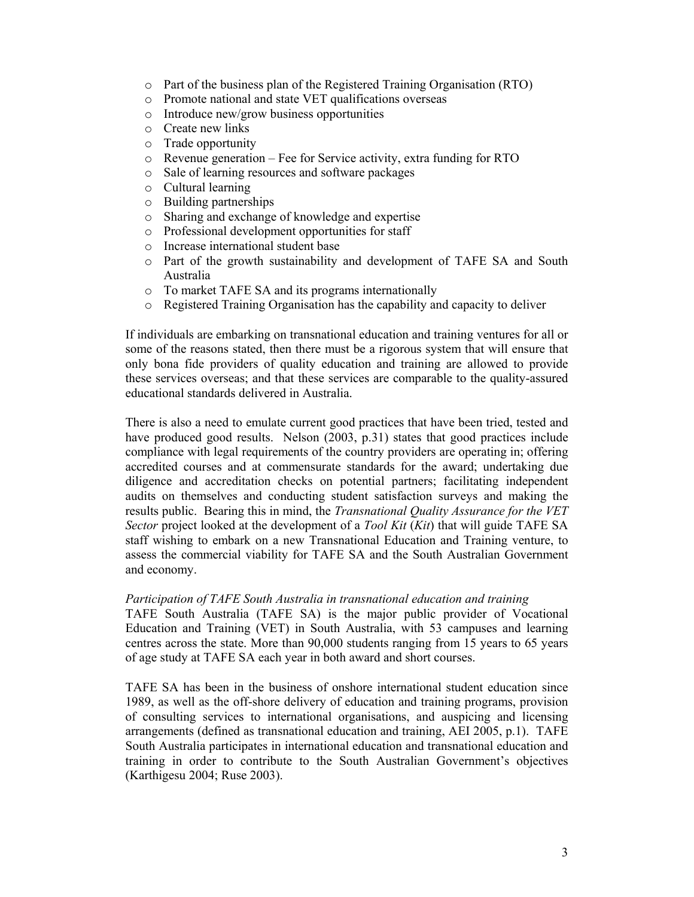- Part of the business plan of the Registered Training Organisation (RTO)
- Promote national and state VET qualifications overseas
- Introduce new/grow business opportunities
- Create new links
- Trade opportunity
- Revenue generation – Fee for Service activity, extra funding for RTO
- Sale of learning resources and software packages
- Cultural learning
- Building partnerships
- Sharing and exchange of knowledge and expertise
- Professional development opportunities for staff
- Increase international student base
- Part of the growth sustainability and development of TAFE SA and South Australia
- To market TAFE SA and its programs internationally
- Registered Training Organisation has the capability and capacity to deliver

If individuals are embarking on transnational education and training ventures for all or some of the reasons stated, then there must be a rigorous system that will ensure that only bona fide providers of quality education and training are allowed to provide these services overseas; and that these services are comparable to the quality-assured educational standards delivered in Australia.

There is also a need to emulate current good practices that have been tried, tested and have produced good results. Nelson (2003, p.31) states that good practices include compliance with legal requirements of the country providers are operating in; offering accredited courses and at commensurate standards for the award; undertaking due diligence and accreditation checks on potential partners; facilitating independent audits on themselves and conducting student satisfaction surveys and making the results public. Bearing this in mind, the *Transnational Quality Assurance for the VET Sector* project looked at the development of a *Tool Kit* (*Kit*) that will guide TAFE SA staff wishing to embark on a new Transnational Education and Training venture, to assess the commercial viability for TAFE SA and the South Australian Government and economy.

*Participation of TAFE South Australia in transnational education and training*

TAFE South Australia (TAFE SA) is the major public provider of Vocational Education and Training (VET) in South Australia, with 53 campuses and learning centres across the state. More than 90,000 students ranging from 15 years to 65 years of age study at TAFE SA each year in both award and short courses.

TAFE SA has been in the business of onshore international student education since 1989, as well as the off-shore delivery of education and training programs, provision of consulting services to international organisations, and auspicing and licensing arrangements (defined as transnational education and training, AEI 2005, p.1). TAFE South Australia participates in international education and transnational education and training in order to contribute to the South Australian Government's objectives (Karthigesu 2004; Ruse 2003).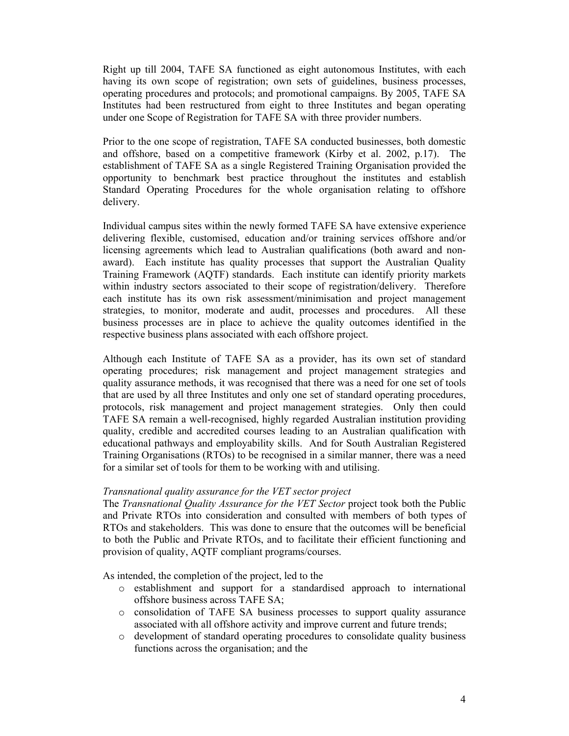Right up till 2004, TAFE SA functioned as eight autonomous Institutes, with each having its own scope of registration; own sets of guidelines, business processes, operating procedures and protocols; and promotional campaigns. By 2005, TAFE SA Institutes had been restructured from eight to three Institutes and began operating under one Scope of Registration for TAFE SA with three provider numbers.

Prior to the one scope of registration, TAFE SA conducted businesses, both domestic and offshore, based on a competitive framework (Kirby et al. 2002, p.17). The establishment of TAFE SA as a single Registered Training Organisation provided the opportunity to benchmark best practice throughout the institutes and establish Standard Operating Procedures for the whole organisation relating to offshore delivery.

Individual campus sites within the newly formed TAFE SA have extensive experience delivering flexible, customised, education and/or training services offshore and/or licensing agreements which lead to Australian qualifications (both award and non-award). Each institute has quality processes that support the Australian Quality Training Framework (AQTF) standards. Each institute can identify priority markets within industry sectors associated to their scope of registration/delivery. Therefore each institute has its own risk assessment/minimisation and project management strategies, to monitor, moderate and audit, processes and procedures. All these business processes are in place to achieve the quality outcomes identified in the respective business plans associated with each offshore project.

Although each Institute of TAFE SA as a provider, has its own set of standard operating procedures; risk management and project management strategies and quality assurance methods, it was recognised that there was a need for one set of tools that are used by all three Institutes and only one set of standard operating procedures, protocols, risk management and project management strategies. Only then could TAFE SA remain a well-recognised, highly regarded Australian institution providing quality, credible and accredited courses leading to an Australian qualification with educational pathways and employability skills. And for South Australian Registered Training Organisations (RTOs) to be recognised in a similar manner, there was a need for a similar set of tools for them to be working with and utilising.

*Transnational quality assurance for the VET sector project*

The *Transnational Quality Assurance for the VET Sector* project took both the Public and Private RTOs into consideration and consulted with members of both types of RTOs and stakeholders. This was done to ensure that the outcomes will be beneficial to both the Public and Private RTOs, and to facilitate their efficient functioning and provision of quality, AQTF compliant programs/courses.

As intended, the completion of the project, led to the

- establishment and support for a standardised approach to international offshore business across TAFE SA;
- consolidation of TAFE SA business processes to support quality assurance associated with all offshore activity and improve current and future trends;
- development of standard operating procedures to consolidate quality business functions across the organisation; and the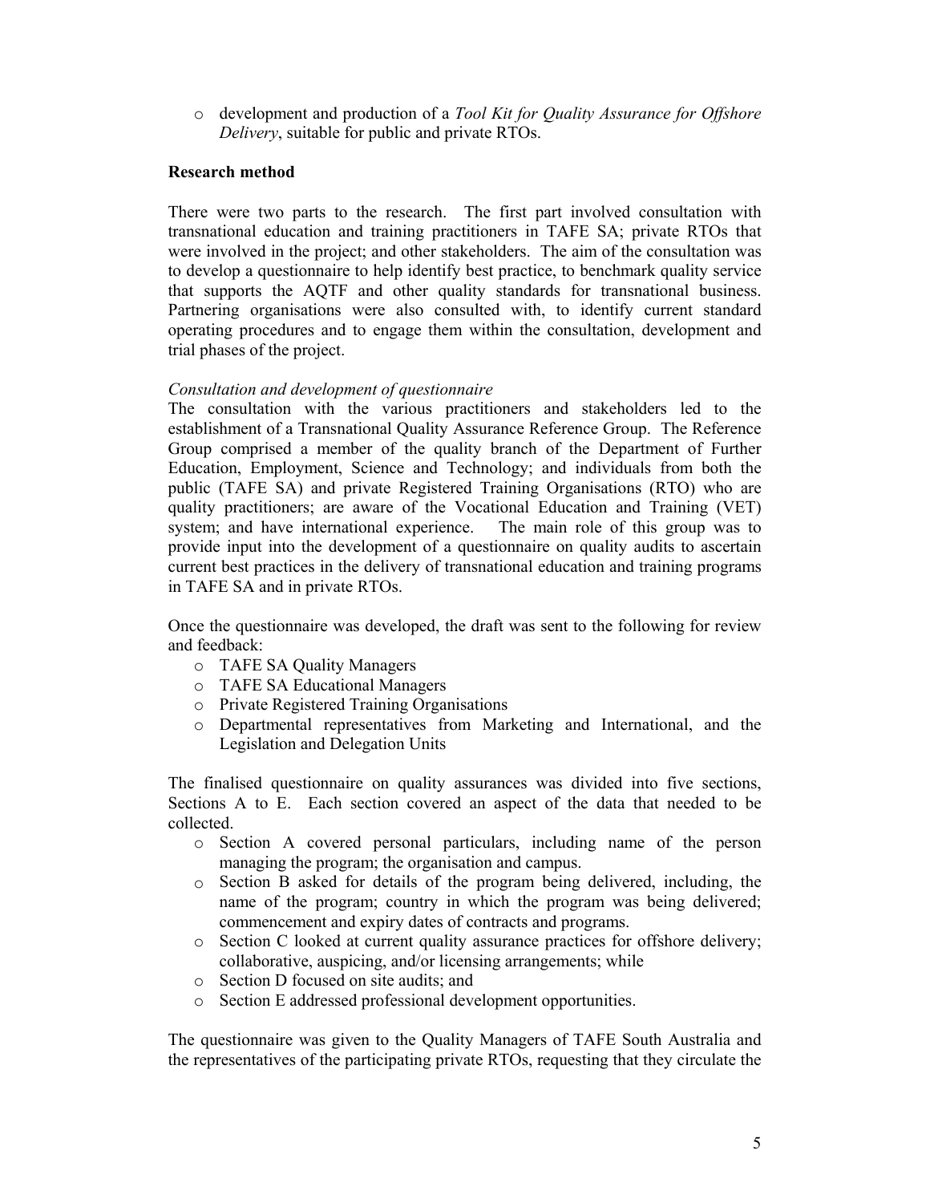- development and production of a *Tool Kit for Quality Assurance for Offshore Delivery*, suitable for public and private RTOs.

**Research method**

There were two parts to the research. The first part involved consultation with transnational education and training practitioners in TAFE SA; private RTOs that were involved in the project; and other stakeholders. The aim of the consultation was to develop a questionnaire to help identify best practice, to benchmark quality service that supports the AQTF and other quality standards for transnational business. Partnering organisations were also consulted with, to identify current standard operating procedures and to engage them within the consultation, development and trial phases of the project.

*Consultation and development of questionnaire*

The consultation with the various practitioners and stakeholders led to the establishment of a Transnational Quality Assurance Reference Group. The Reference Group comprised a member of the quality branch of the Department of Further Education, Employment, Science and Technology; and individuals from both the public (TAFE SA) and private Registered Training Organisations (RTO) who are quality practitioners; are aware of the Vocational Education and Training (VET) system; and have international experience. The main role of this group was to provide input into the development of a questionnaire on quality audits to ascertain current best practices in the delivery of transnational education and training programs in TAFE SA and in private RTOs.

Once the questionnaire was developed, the draft was sent to the following for review and feedback:

- TAFE SA Quality Managers
- TAFE SA Educational Managers
- Private Registered Training Organisations
- Departmental representatives from Marketing and International, and the Legislation and Delegation Units

The finalised questionnaire on quality assurances was divided into five sections, Sections A to E. Each section covered an aspect of the data that needed to be collected.

- Section A covered personal particulars, including name of the person managing the program; the organisation and campus.
- Section B asked for details of the program being delivered, including, the name of the program; country in which the program was being delivered; commencement and expiry dates of contracts and programs.
- Section C looked at current quality assurance practices for offshore delivery; collaborative, auspicing, and/or licensing arrangements; while
- Section D focused on site audits; and
- Section E addressed professional development opportunities.

The questionnaire was given to the Quality Managers of TAFE South Australia and the representatives of the participating private RTOs, requesting that they circulate the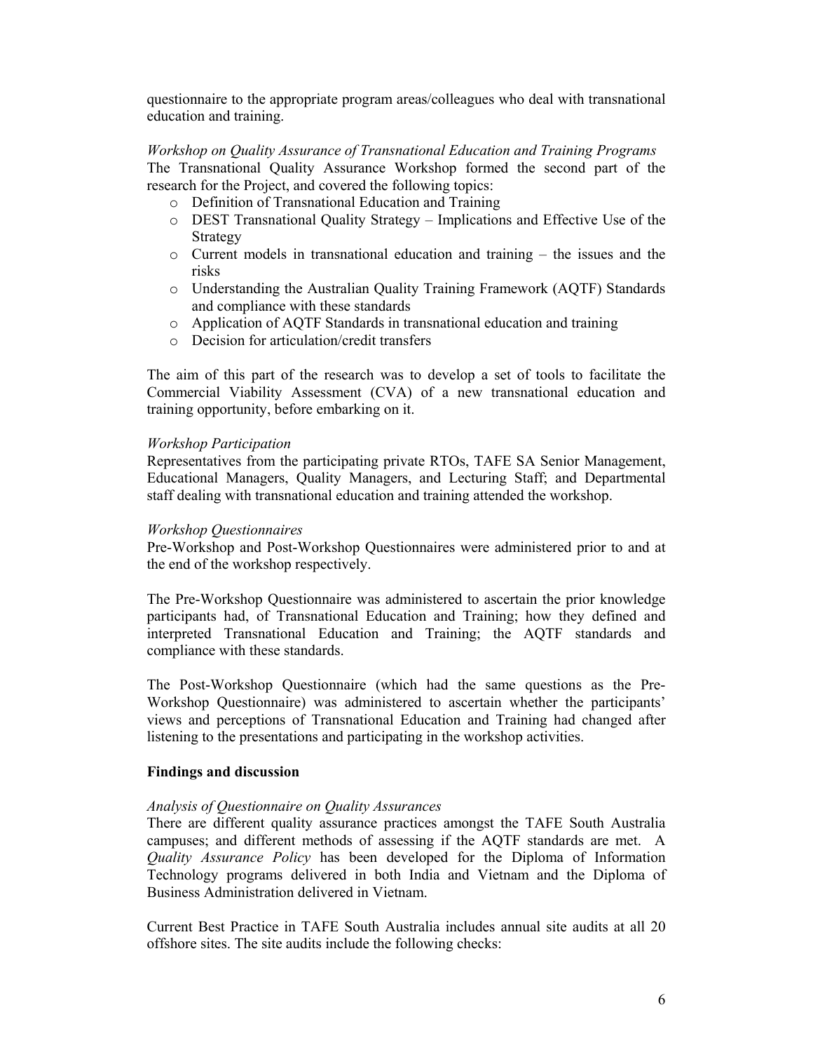questionnaire to the appropriate program areas/colleagues who deal with transnational education and training.

*Workshop on Quality Assurance of Transnational Education and Training Programs*
The Transnational Quality Assurance Workshop formed the second part of the research for the Project, and covered the following topics:

- Definition of Transnational Education and Training
- DEST Transnational Quality Strategy – Implications and Effective Use of the Strategy
- Current models in transnational education and training – the issues and the risks
- Understanding the Australian Quality Training Framework (AQTF) Standards and compliance with these standards
- Application of AQTF Standards in transnational education and training
- Decision for articulation/credit transfers

The aim of this part of the research was to develop a set of tools to facilitate the Commercial Viability Assessment (CVA) of a new transnational education and training opportunity, before embarking on it.

*Workshop Participation*
Representatives from the participating private RTOs, TAFE SA Senior Management, Educational Managers, Quality Managers, and Lecturing Staff; and Departmental staff dealing with transnational education and training attended the workshop.

*Workshop Questionnaires*
Pre-Workshop and Post-Workshop Questionnaires were administered prior to and at the end of the workshop respectively.

The Pre-Workshop Questionnaire was administered to ascertain the prior knowledge participants had, of Transnational Education and Training; how they defined and interpreted Transnational Education and Training; the AQTF standards and compliance with these standards.

The Post-Workshop Questionnaire (which had the same questions as the Pre-Workshop Questionnaire) was administered to ascertain whether the participants' views and perceptions of Transnational Education and Training had changed after listening to the presentations and participating in the workshop activities.

**Findings and discussion**

*Analysis of Questionnaire on Quality Assurances*
There are different quality assurance practices amongst the TAFE South Australia campuses; and different methods of assessing if the AQTF standards are met. A *Quality Assurance Policy* has been developed for the Diploma of Information Technology programs delivered in both India and Vietnam and the Diploma of Business Administration delivered in Vietnam.

Current Best Practice in TAFE South Australia includes annual site audits at all 20 offshore sites. The site audits include the following checks: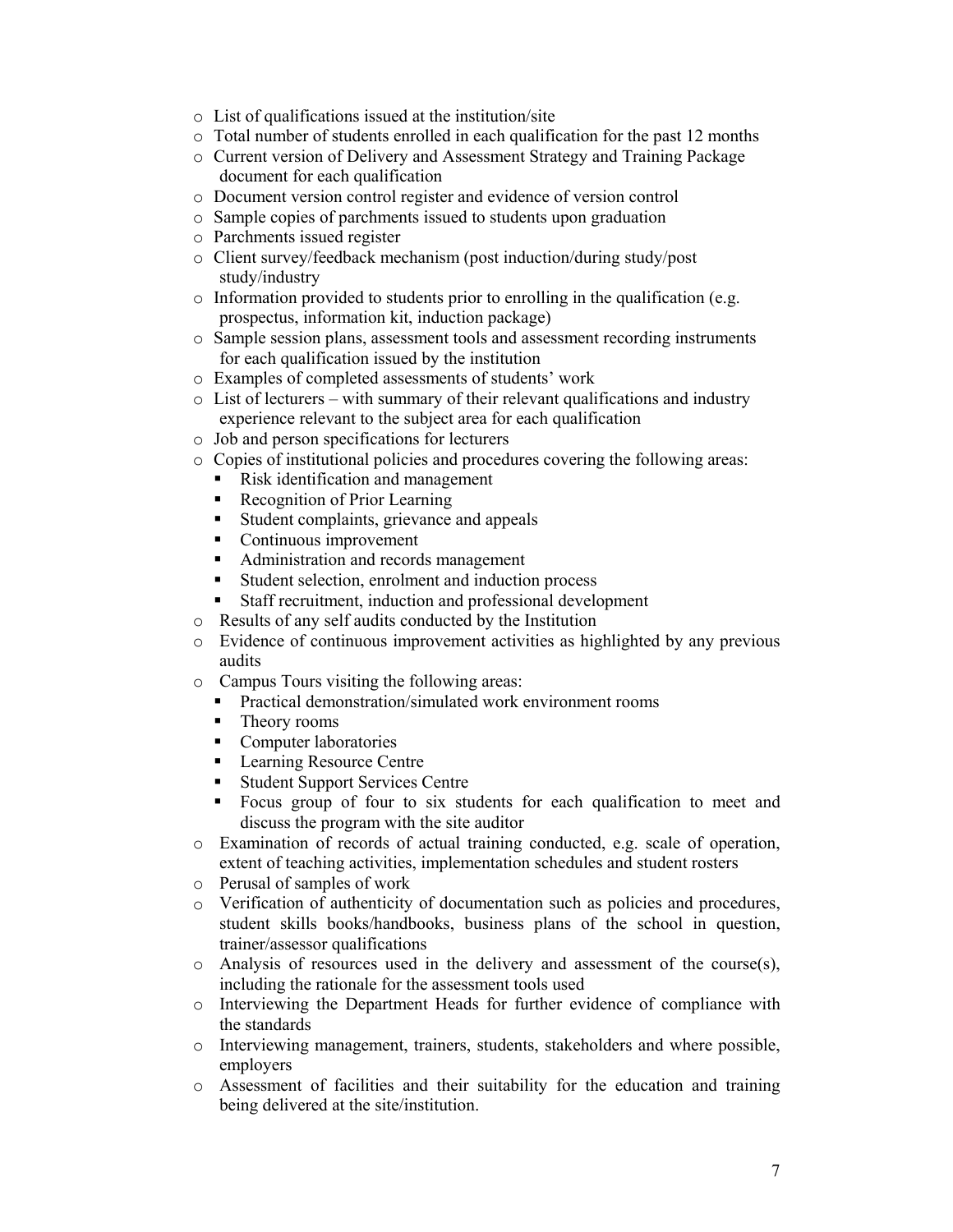- List of qualifications issued at the institution/site
- Total number of students enrolled in each qualification for the past 12 months
- Current version of Delivery and Assessment Strategy and Training Package document for each qualification
- Document version control register and evidence of version control
- Sample copies of parchments issued to students upon graduation
- Parchments issued register
- Client survey/feedback mechanism (post induction/during study/post study/industry
- Information provided to students prior to enrolling in the qualification (e.g. prospectus, information kit, induction package)
- Sample session plans, assessment tools and assessment recording instruments for each qualification issued by the institution
- Examples of completed assessments of students' work
- List of lecturers – with summary of their relevant qualifications and industry experience relevant to the subject area for each qualification
- Job and person specifications for lecturers
- Copies of institutional policies and procedures covering the following areas:
  - Risk identification and management
  - Recognition of Prior Learning
  - Student complaints, grievance and appeals
  - Continuous improvement
  - Administration and records management
  - Student selection, enrolment and induction process
  - Staff recruitment, induction and professional development
- Results of any self audits conducted by the Institution
- Evidence of continuous improvement activities as highlighted by any previous audits
- Campus Tours visiting the following areas:
  - Practical demonstration/simulated work environment rooms
  - Theory rooms
  - Computer laboratories
  - Learning Resource Centre
  - Student Support Services Centre
  - Focus group of four to six students for each qualification to meet and discuss the program with the site auditor
- Examination of records of actual training conducted, e.g. scale of operation, extent of teaching activities, implementation schedules and student rosters
- Perusal of samples of work
- Verification of authenticity of documentation such as policies and procedures, student skills books/handbooks, business plans of the school in question, trainer/assessor qualifications
- Analysis of resources used in the delivery and assessment of the course(s), including the rationale for the assessment tools used
- Interviewing the Department Heads for further evidence of compliance with the standards
- Interviewing management, trainers, students, stakeholders and where possible, employers
- Assessment of facilities and their suitability for the education and training being delivered at the site/institution.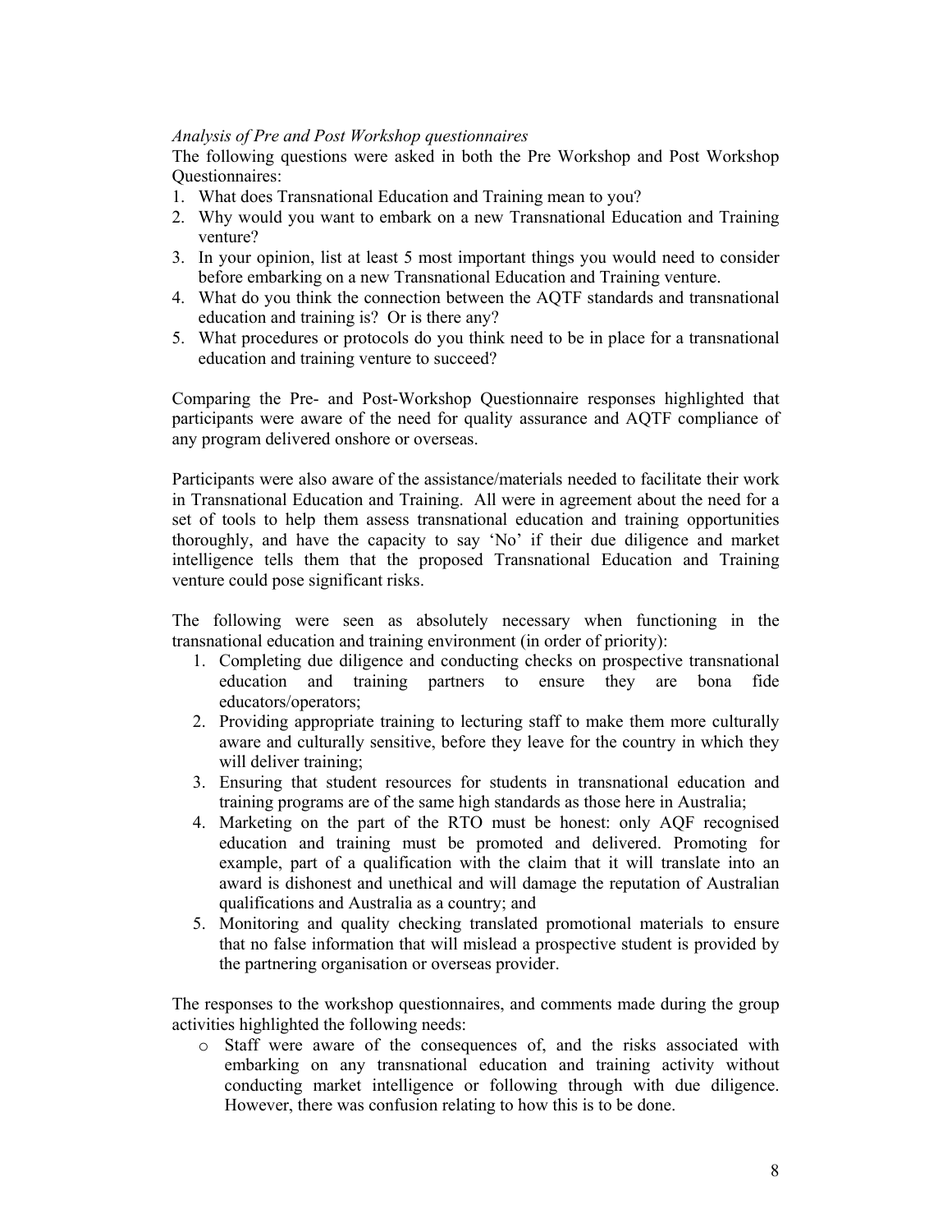*Analysis of Pre and Post Workshop questionnaires*

The following questions were asked in both the Pre Workshop and Post Workshop Questionnaires:

1. What does Transnational Education and Training mean to you?
2. Why would you want to embark on a new Transnational Education and Training venture?
3. In your opinion, list at least 5 most important things you would need to consider before embarking on a new Transnational Education and Training venture.
4. What do you think the connection between the AQTF standards and transnational education and training is? Or is there any?
5. What procedures or protocols do you think need to be in place for a transnational education and training venture to succeed?

Comparing the Pre- and Post-Workshop Questionnaire responses highlighted that participants were aware of the need for quality assurance and AQTF compliance of any program delivered onshore or overseas.

Participants were also aware of the assistance/materials needed to facilitate their work in Transnational Education and Training. All were in agreement about the need for a set of tools to help them assess transnational education and training opportunities thoroughly, and have the capacity to say 'No' if their due diligence and market intelligence tells them that the proposed Transnational Education and Training venture could pose significant risks.

The following were seen as absolutely necessary when functioning in the transnational education and training environment (in order of priority):

1. Completing due diligence and conducting checks on prospective transnational education and training partners to ensure they are bona fide educators/operators;
2. Providing appropriate training to lecturing staff to make them more culturally aware and culturally sensitive, before they leave for the country in which they will deliver training;
3. Ensuring that student resources for students in transnational education and training programs are of the same high standards as those here in Australia;
4. Marketing on the part of the RTO must be honest: only AQF recognised education and training must be promoted and delivered. Promoting for example, part of a qualification with the claim that it will translate into an award is dishonest and unethical and will damage the reputation of Australian qualifications and Australia as a country; and
5. Monitoring and quality checking translated promotional materials to ensure that no false information that will mislead a prospective student is provided by the partnering organisation or overseas provider.

The responses to the workshop questionnaires, and comments made during the group activities highlighted the following needs:

- Staff were aware of the consequences of, and the risks associated with embarking on any transnational education and training activity without conducting market intelligence or following through with due diligence. However, there was confusion relating to how this is to be done.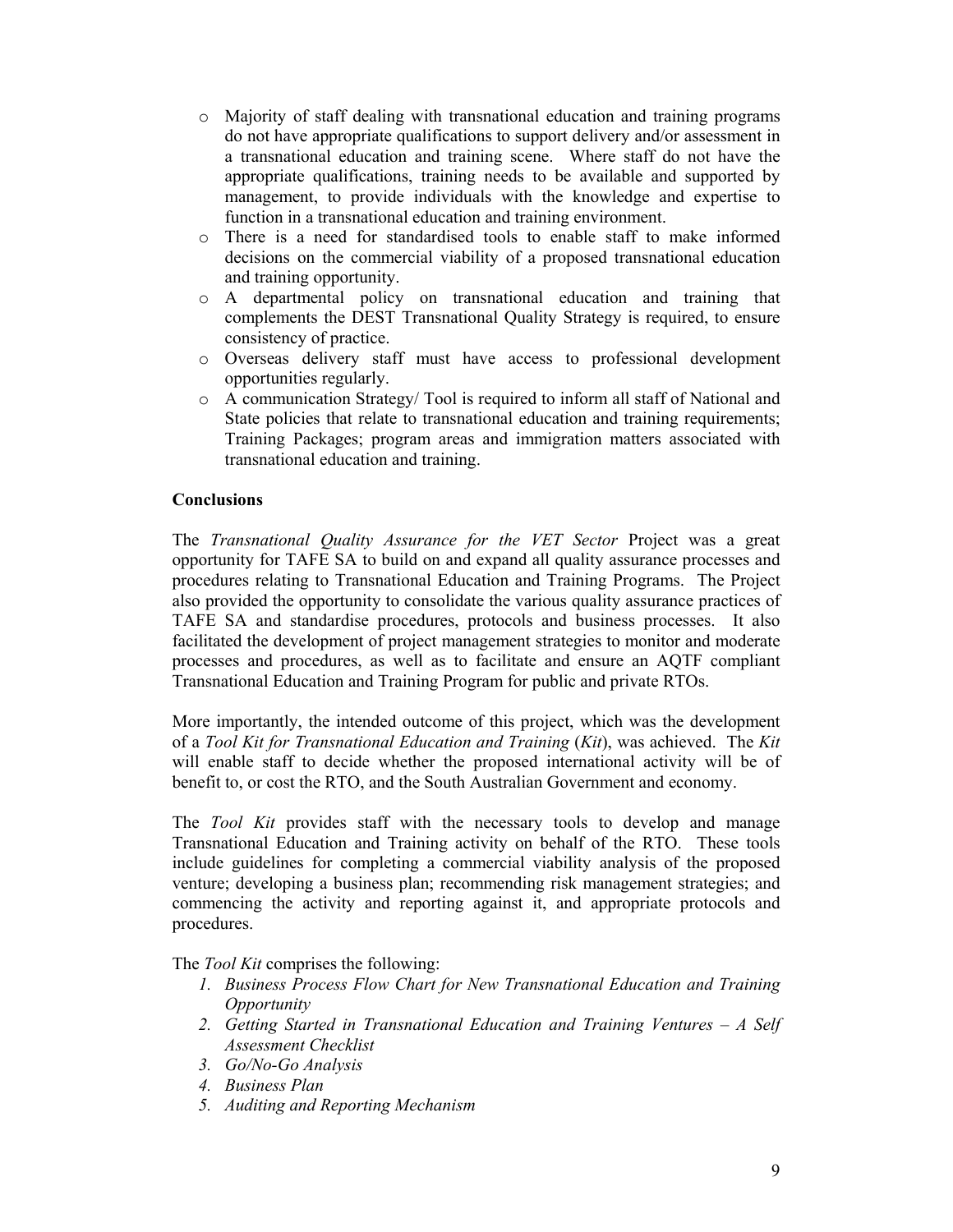- Majority of staff dealing with transnational education and training programs do not have appropriate qualifications to support delivery and/or assessment in a transnational education and training scene. Where staff do not have the appropriate qualifications, training needs to be available and supported by management, to provide individuals with the knowledge and expertise to function in a transnational education and training environment.
- There is a need for standardised tools to enable staff to make informed decisions on the commercial viability of a proposed transnational education and training opportunity.
- A departmental policy on transnational education and training that complements the DEST Transnational Quality Strategy is required, to ensure consistency of practice.
- Overseas delivery staff must have access to professional development opportunities regularly.
- A communication Strategy/ Tool is required to inform all staff of National and State policies that relate to transnational education and training requirements; Training Packages; program areas and immigration matters associated with transnational education and training.

**Conclusions**

The *Transnational Quality Assurance for the VET Sector* Project was a great opportunity for TAFE SA to build on and expand all quality assurance processes and procedures relating to Transnational Education and Training Programs. The Project also provided the opportunity to consolidate the various quality assurance practices of TAFE SA and standardise procedures, protocols and business processes. It also facilitated the development of project management strategies to monitor and moderate processes and procedures, as well as to facilitate and ensure an AQTF compliant Transnational Education and Training Program for public and private RTOs.

More importantly, the intended outcome of this project, which was the development of a *Tool Kit for Transnational Education and Training* (*Kit*), was achieved. The *Kit* will enable staff to decide whether the proposed international activity will be of benefit to, or cost the RTO, and the South Australian Government and economy.

The *Tool Kit* provides staff with the necessary tools to develop and manage Transnational Education and Training activity on behalf of the RTO. These tools include guidelines for completing a commercial viability analysis of the proposed venture; developing a business plan; recommending risk management strategies; and commencing the activity and reporting against it, and appropriate protocols and procedures.

The *Tool Kit* comprises the following:

1. *Business Process Flow Chart for New Transnational Education and Training Opportunity*
2. *Getting Started in Transnational Education and Training Ventures – A Self Assessment Checklist*
3. *Go/No-Go Analysis*
4. *Business Plan*
5. *Auditing and Reporting Mechanism*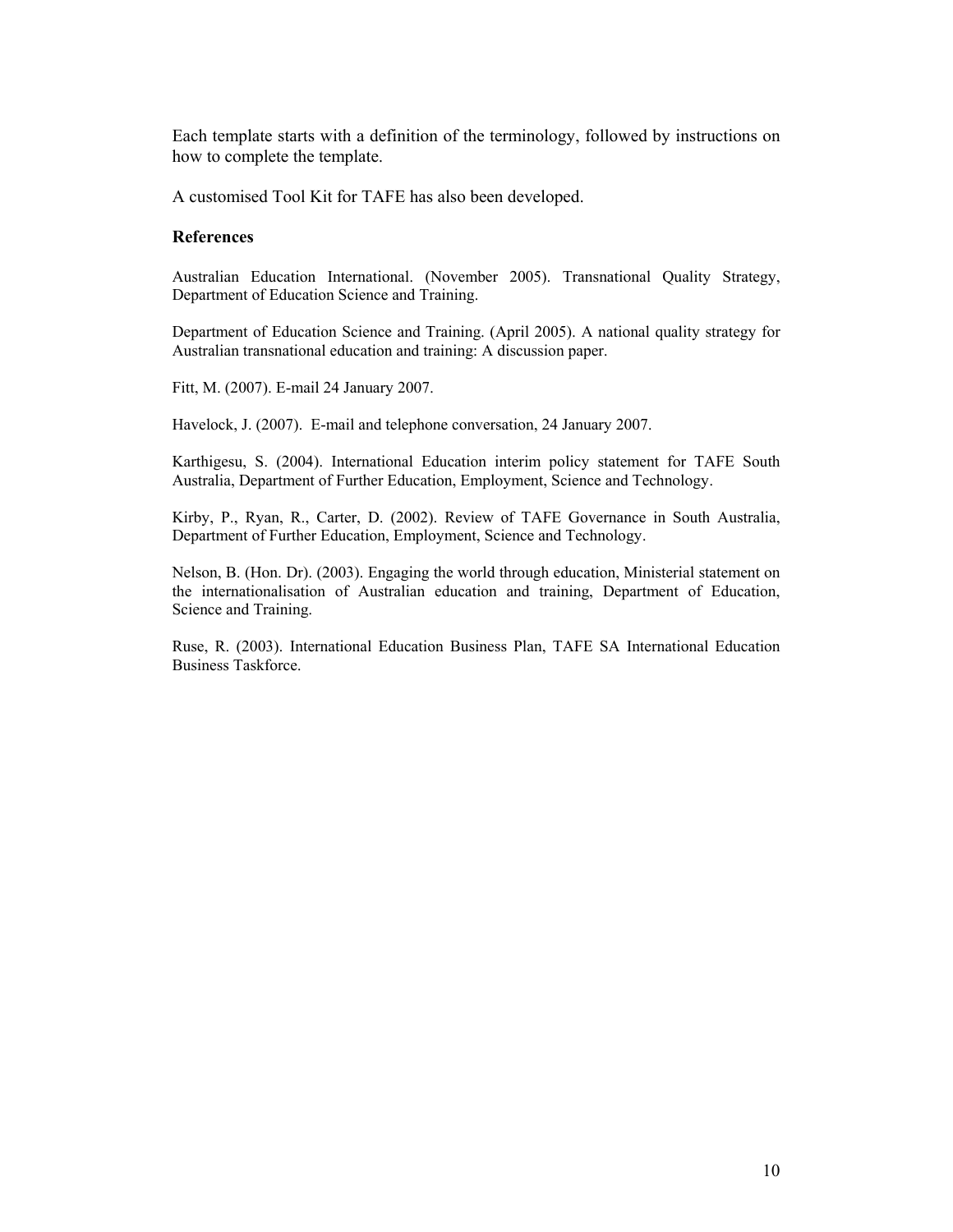Each template starts with a definition of the terminology, followed by instructions on how to complete the template.

A customised Tool Kit for TAFE has also been developed.

## References

Australian Education International. (November 2005). Transnational Quality Strategy, Department of Education Science and Training.

Department of Education Science and Training. (April 2005). A national quality strategy for Australian transnational education and training: A discussion paper.

Fitt, M. (2007). E-mail 24 January 2007.

Havelock, J. (2007). E-mail and telephone conversation, 24 January 2007.

Karthigesu, S. (2004). International Education interim policy statement for TAFE South Australia, Department of Further Education, Employment, Science and Technology.

Kirby, P., Ryan, R., Carter, D. (2002). Review of TAFE Governance in South Australia, Department of Further Education, Employment, Science and Technology.

Nelson, B. (Hon. Dr). (2003). Engaging the world through education, Ministerial statement on the internationalisation of Australian education and training, Department of Education, Science and Training.

Ruse, R. (2003). International Education Business Plan, TAFE SA International Education Business Taskforce.